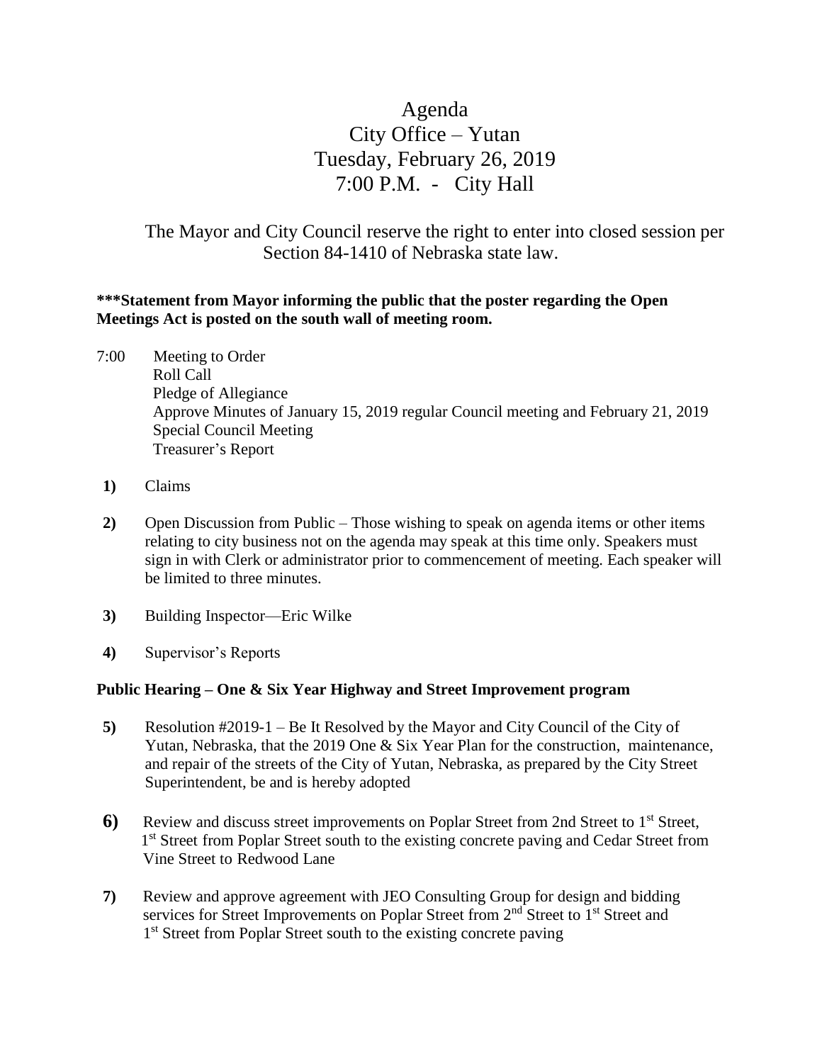# Agenda
## City Office – Yutan
## Tuesday, February 26, 2019
## 7:00 P.M. - City Hall

The Mayor and City Council reserve the right to enter into closed session per Section 84-1410 of Nebraska state law.

**\*\*\*Statement from Mayor informing the public that the poster regarding the Open Meetings Act is posted on the south wall of meeting room.**

7:00 Meeting to Order
Roll Call
Pledge of Allegiance
Approve Minutes of January 15, 2019 regular Council meeting and February 21, 2019 Special Council Meeting
Treasurer's Report

**1)** Claims

**2)** Open Discussion from Public – Those wishing to speak on agenda items or other items relating to city business not on the agenda may speak at this time only. Speakers must sign in with Clerk or administrator prior to commencement of meeting. Each speaker will be limited to three minutes.

**3)** Building Inspector—Eric Wilke

**4)** Supervisor's Reports

**Public Hearing – One & Six Year Highway and Street Improvement program**

**5)** Resolution #2019-1 – Be It Resolved by the Mayor and City Council of the City of Yutan, Nebraska, that the 2019 One & Six Year Plan for the construction, maintenance, and repair of the streets of the City of Yutan, Nebraska, as prepared by the City Street Superintendent, be and is hereby adopted

**6)** Review and discuss street improvements on Poplar Street from 2nd Street to 1st Street, 1st Street from Poplar Street south to the existing concrete paving and Cedar Street from Vine Street to Redwood Lane

**7)** Review and approve agreement with JEO Consulting Group for design and bidding services for Street Improvements on Poplar Street from 2nd Street to 1st Street and 1st Street from Poplar Street south to the existing concrete paving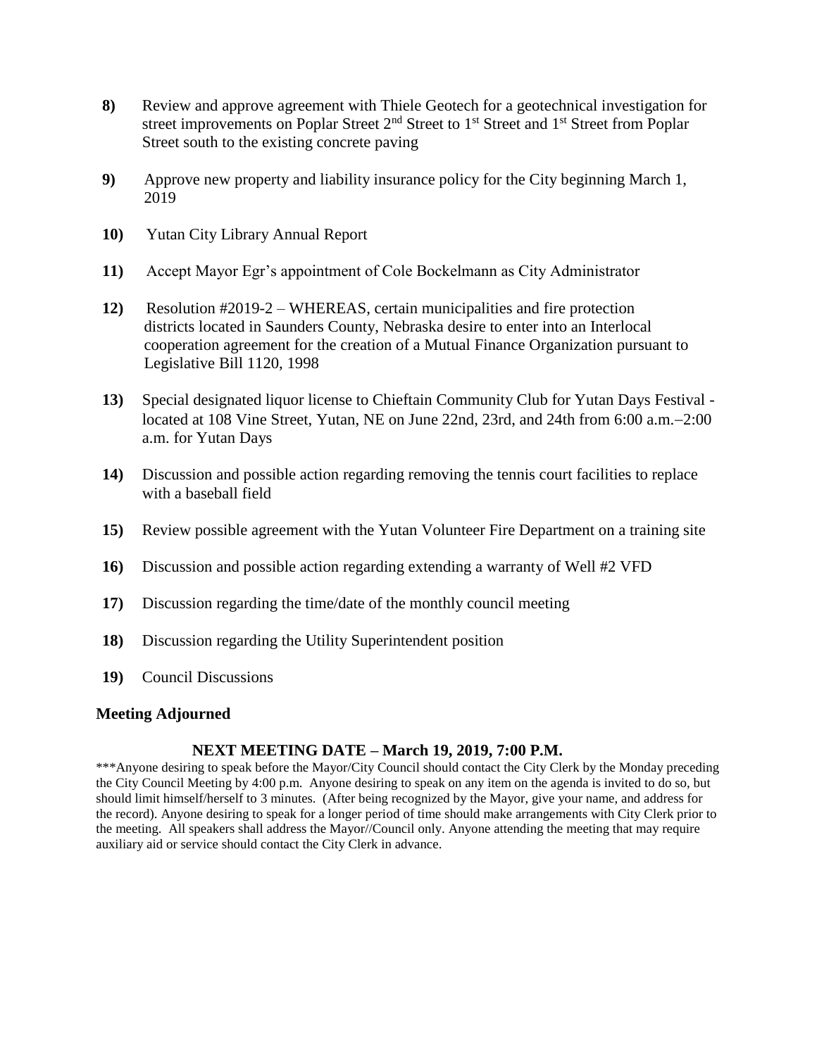8) Review and approve agreement with Thiele Geotech for a geotechnical investigation for street improvements on Poplar Street 2nd Street to 1st Street and 1st Street from Poplar Street south to the existing concrete paving

9) Approve new property and liability insurance policy for the City beginning March 1, 2019

10) Yutan City Library Annual Report

11) Accept Mayor Egr's appointment of Cole Bockelmann as City Administrator

12) Resolution #2019-2 – WHEREAS, certain municipalities and fire protection districts located in Saunders County, Nebraska desire to enter into an Interlocal cooperation agreement for the creation of a Mutual Finance Organization pursuant to Legislative Bill 1120, 1998

13) Special designated liquor license to Chieftain Community Club for Yutan Days Festival - located at 108 Vine Street, Yutan, NE on June 22nd, 23rd, and 24th from 6:00 a.m.–2:00 a.m. for Yutan Days

14) Discussion and possible action regarding removing the tennis court facilities to replace with a baseball field

15) Review possible agreement with the Yutan Volunteer Fire Department on a training site

16) Discussion and possible action regarding extending a warranty of Well #2 VFD

17) Discussion regarding the time/date of the monthly council meeting

18) Discussion regarding the Utility Superintendent position

19) Council Discussions

**Meeting Adjourned**

**NEXT MEETING DATE – March 19, 2019, 7:00 P.M.**

***Anyone desiring to speak before the Mayor/City Council should contact the City Clerk by the Monday preceding the City Council Meeting by 4:00 p.m. Anyone desiring to speak on any item on the agenda is invited to do so, but should limit himself/herself to 3 minutes. (After being recognized by the Mayor, give your name, and address for the record). Anyone desiring to speak for a longer period of time should make arrangements with City Clerk prior to the meeting. All speakers shall address the Mayor//Council only. Anyone attending the meeting that may require auxiliary aid or service should contact the City Clerk in advance.